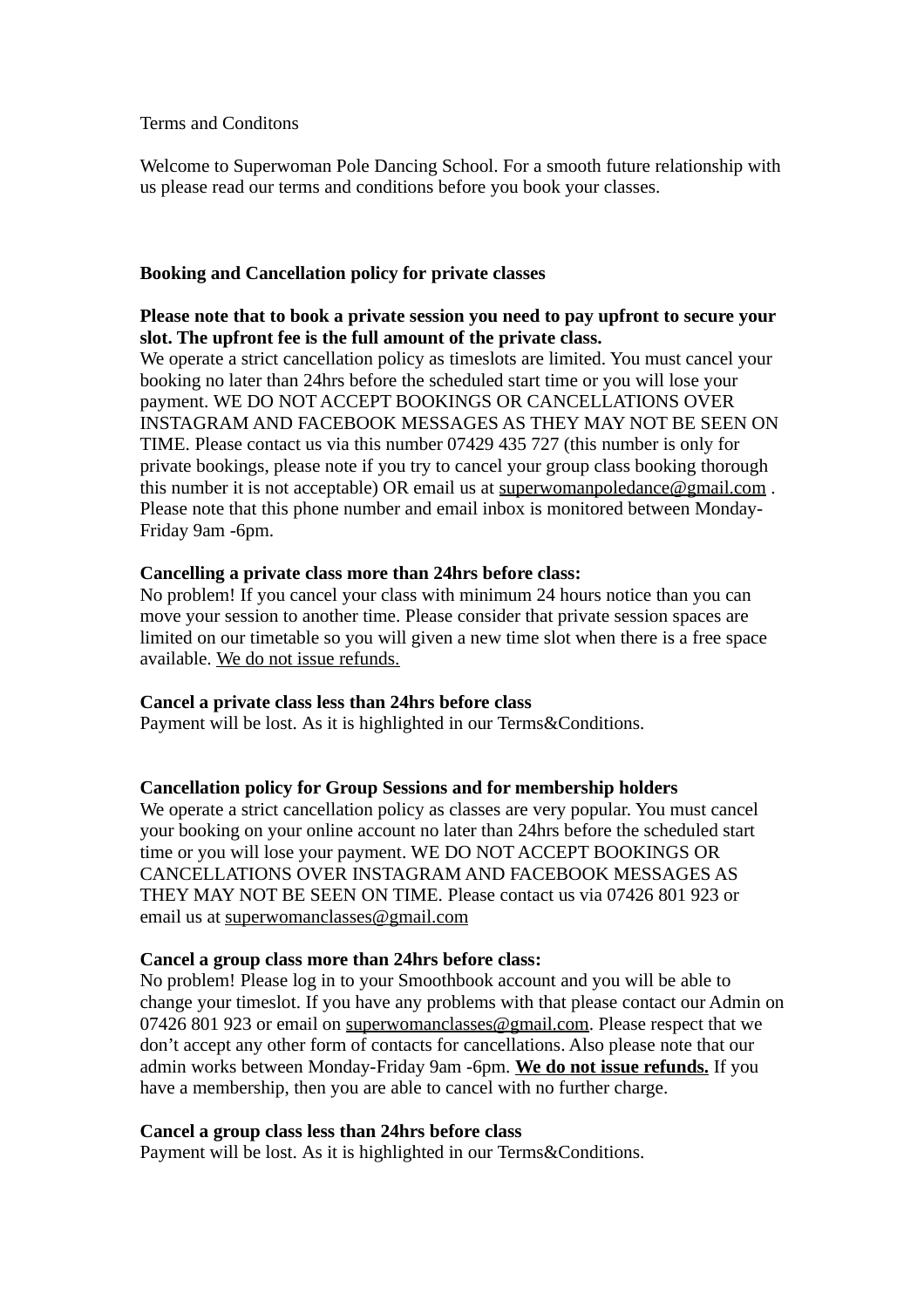Terms and Conditons

Welcome to Superwoman Pole Dancing School. For a smooth future relationship with us please read our terms and conditions before you book your classes.

**Booking and Cancellation policy for private classes**

**Please note that to book a private session you need to pay upfront to secure your slot. The upfront fee is the full amount of the private class.**
We operate a strict cancellation policy as timeslots are limited. You must cancel your booking no later than 24hrs before the scheduled start time or you will lose your payment. WE DO NOT ACCEPT BOOKINGS OR CANCELLATIONS OVER INSTAGRAM AND FACEBOOK MESSAGES AS THEY MAY NOT BE SEEN ON TIME. Please contact us via this number 07429 435 727 (this number is only for private bookings, please note if you try to cancel your group class booking thorough this number it is not acceptable) OR email us at superwomanpoledance@gmail.com . Please note that this phone number and email inbox is monitored between Monday-Friday 9am -6pm.

**Cancelling a private class more than 24hrs before class:**
No problem! If you cancel your class with minimum 24 hours notice than you can move your session to another time. Please consider that private session spaces are limited on our timetable so you will given a new time slot when there is a free space available. We do not issue refunds.

**Cancel a private class less than 24hrs before class**
Payment will be lost. As it is highlighted in our Terms&Conditions.

**Cancellation policy for Group Sessions and for membership holders**
We operate a strict cancellation policy as classes are very popular. You must cancel your booking on your online account no later than 24hrs before the scheduled start time or you will lose your payment. WE DO NOT ACCEPT BOOKINGS OR CANCELLATIONS OVER INSTAGRAM AND FACEBOOK MESSAGES AS THEY MAY NOT BE SEEN ON TIME. Please contact us via 07426 801 923 or email us at superwomanclasses@gmail.com

**Cancel a group class more than 24hrs before class:**
No problem! Please log in to your Smoothbook account and you will be able to change your timeslot. If you have any problems with that please contact our Admin on 07426 801 923 or email on superwomanclasses@gmail.com. Please respect that we don't accept any other form of contacts for cancellations. Also please note that our admin works between Monday-Friday 9am -6pm. **We do not issue refunds.** If you have a membership, then you are able to cancel with no further charge.

**Cancel a group class less than 24hrs before class**
Payment will be lost. As it is highlighted in our Terms&Conditions.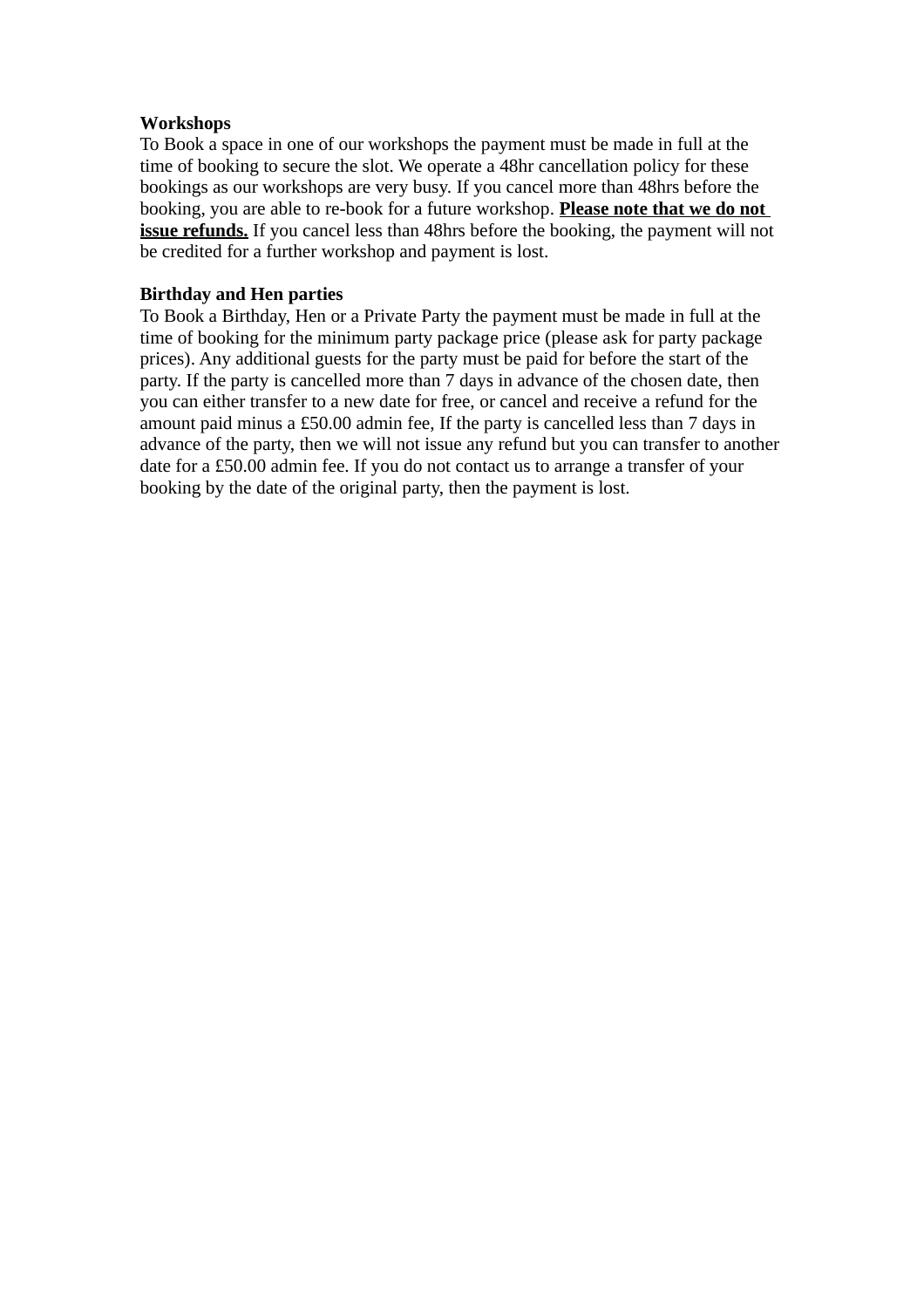**Workshops**
To Book a space in one of our workshops the payment must be made in full at the time of booking to secure the slot. We operate a 48hr cancellation policy for these bookings as our workshops are very busy. If you cancel more than 48hrs before the booking, you are able to re-book for a future workshop. **Please note that we do not issue refunds.** If you cancel less than 48hrs before the booking, the payment will not be credited for a further workshop and payment is lost.

**Birthday and Hen parties**
To Book a Birthday, Hen or a Private Party the payment must be made in full at the time of booking for the minimum party package price (please ask for party package prices). Any additional guests for the party must be paid for before the start of the party. If the party is cancelled more than 7 days in advance of the chosen date, then you can either transfer to a new date for free, or cancel and receive a refund for the amount paid minus a £50.00 admin fee, If the party is cancelled less than 7 days in advance of the party, then we will not issue any refund but you can transfer to another date for a £50.00 admin fee. If you do not contact us to arrange a transfer of your booking by the date of the original party, then the payment is lost.